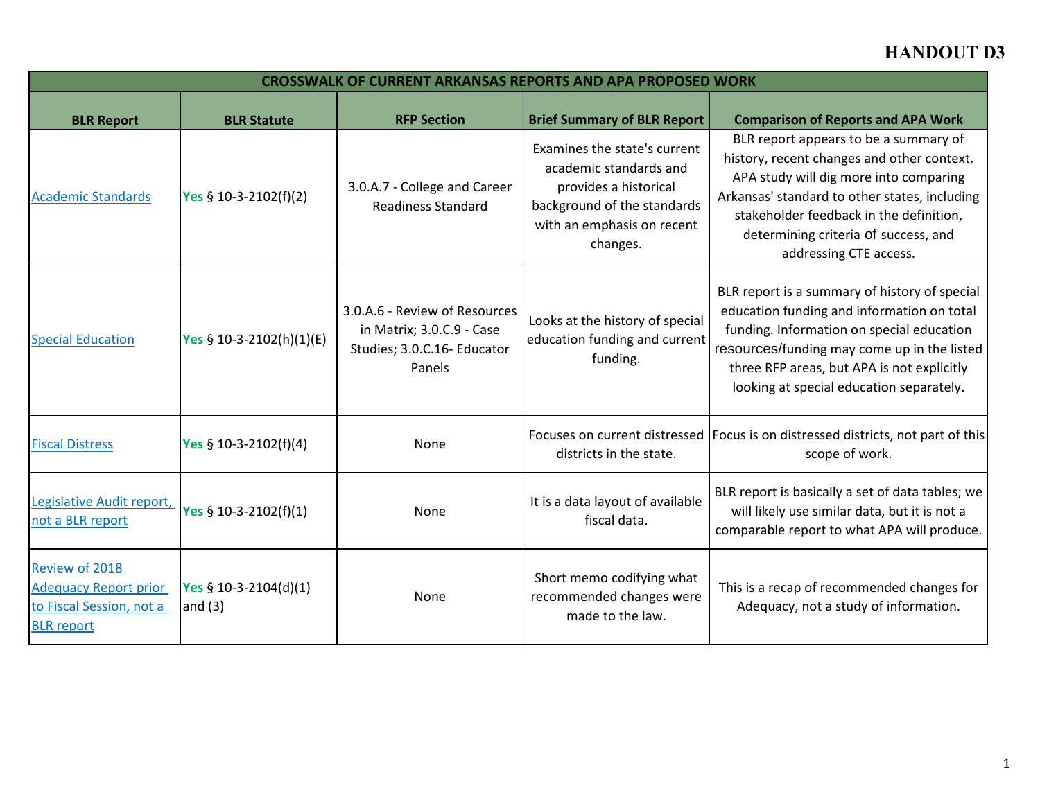# HANDOUT D3

| CROSSWALK OF CURRENT ARKANSAS REPORTS AND APA PROPOSED WORK | | | | |
|---|---|---|---|---|
| **BLR Report** | **BLR Statute** | **RFP Section** | **Brief Summary of BLR Report** | **Comparison of Reports and APA Work** |
| Academic Standards | Yes § 10-3-2102(f)(2) | 3.0.A.7 - College and Career Readiness Standard | Examines the state's current academic standards and provides a historical background of the standards with an emphasis on recent changes. | BLR report appears to be a summary of history, recent changes and other context. APA study will dig more into comparing Arkansas' standard to other states, including stakeholder feedback in the definition, determining criteria of success, and addressing CTE access. |
| Special Education | Yes § 10-3-2102(h)(1)(E) | 3.0.A.6 - Review of Resources in Matrix; 3.0.C.9 - Case Studies; 3.0.C.16- Educator Panels | Looks at the history of special education funding and current funding. | BLR report is a summary of history of special education funding and information on total funding. Information on special education resources/funding may come up in the listed three RFP areas, but APA is not explicitly looking at special education separately. |
| Fiscal Distress | Yes § 10-3-2102(f)(4) | None | Focuses on current distressed districts in the state. | Focus is on distressed districts, not part of this scope of work. |
| Legislative Audit report, not a BLR report | Yes § 10-3-2102(f)(1) | None | It is a data layout of available fiscal data. | BLR report is basically a set of data tables; we will likely use similar data, but it is not a comparable report to what APA will produce. |
| Review of 2018 Adequacy Report prior to Fiscal Session, not a BLR report | Yes § 10-3-2104(d)(1) and (3) | None | Short memo codifying what recommended changes were made to the law. | This is a recap of recommended changes for Adequacy, not a study of information. |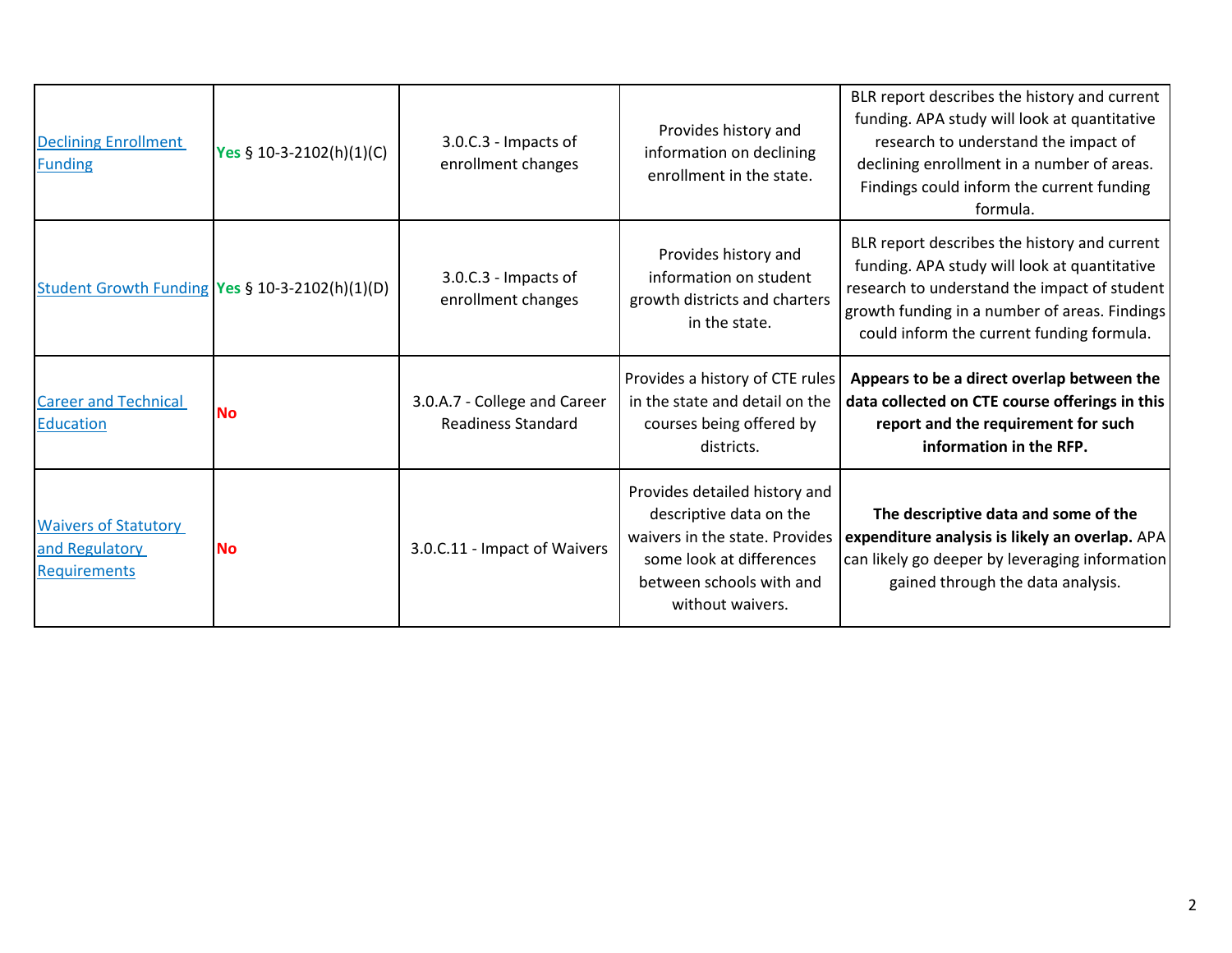| | | | | |
|---|---|---|---|---|
| Declining Enrollment Funding | Yes § 10-3-2102(h)(1)(C) | 3.0.C.3 - Impacts of enrollment changes | Provides history and information on declining enrollment in the state. | BLR report describes the history and current funding. APA study will look at quantitative research to understand the impact of declining enrollment in a number of areas. Findings could inform the current funding formula. |
| Student Growth Funding | Yes § 10-3-2102(h)(1)(D) | 3.0.C.3 - Impacts of enrollment changes | Provides history and information on student growth districts and charters in the state. | BLR report describes the history and current funding. APA study will look at quantitative research to understand the impact of student growth funding in a number of areas. Findings could inform the current funding formula. |
| Career and Technical Education | No | 3.0.A.7 - College and Career Readiness Standard | Provides a history of CTE rules in the state and detail on the courses being offered by districts. | **Appears to be a direct overlap between the data collected on CTE course offerings in this report and the requirement for such information in the RFP.** |
| Waivers of Statutory and Regulatory Requirements | No | 3.0.C.11 - Impact of Waivers | Provides detailed history and descriptive data on the waivers in the state. Provides some look at differences between schools with and without waivers. | **The descriptive data and some of the expenditure analysis is likely an overlap.** APA can likely go deeper by leveraging information gained through the data analysis. |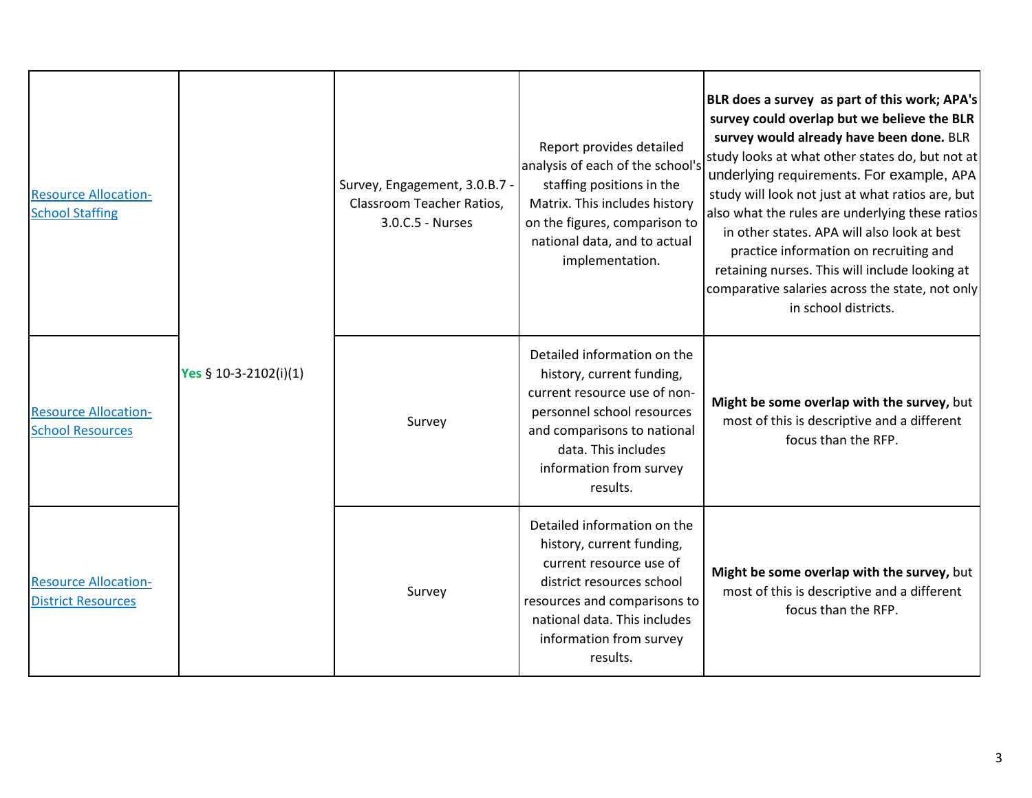| | | | | |
|---|---|---|---|---|
| Resource Allocation-School Staffing | Yes § 10-3-2102(i)(1) | Survey, Engagement, 3.0.B.7 - Classroom Teacher Ratios, 3.0.C.5 - Nurses | Report provides detailed analysis of each of the school's staffing positions in the Matrix. This includes history on the figures, comparison to national data, and to actual implementation. | **BLR does a survey as part of this work; APA's survey could overlap but we believe the BLR survey would already have been done.** BLR study looks at what other states do, but not at underlying requirements. For example, APA study will look not just at what ratios are, but also what the rules are underlying these ratios in other states. APA will also look at best practice information on recruiting and retaining nurses. This will include looking at comparative salaries across the state, not only in school districts. |
| Resource Allocation-School Resources | | Survey | Detailed information on the history, current funding, current resource use of non-personnel school resources and comparisons to national data. This includes information from survey results. | **Might be some overlap with the survey,** but most of this is descriptive and a different focus than the RFP. |
| Resource Allocation-District Resources | | Survey | Detailed information on the history, current funding, current resource use of district resources school resources and comparisons to national data. This includes information from survey results. | **Might be some overlap with the survey,** but most of this is descriptive and a different focus than the RFP. |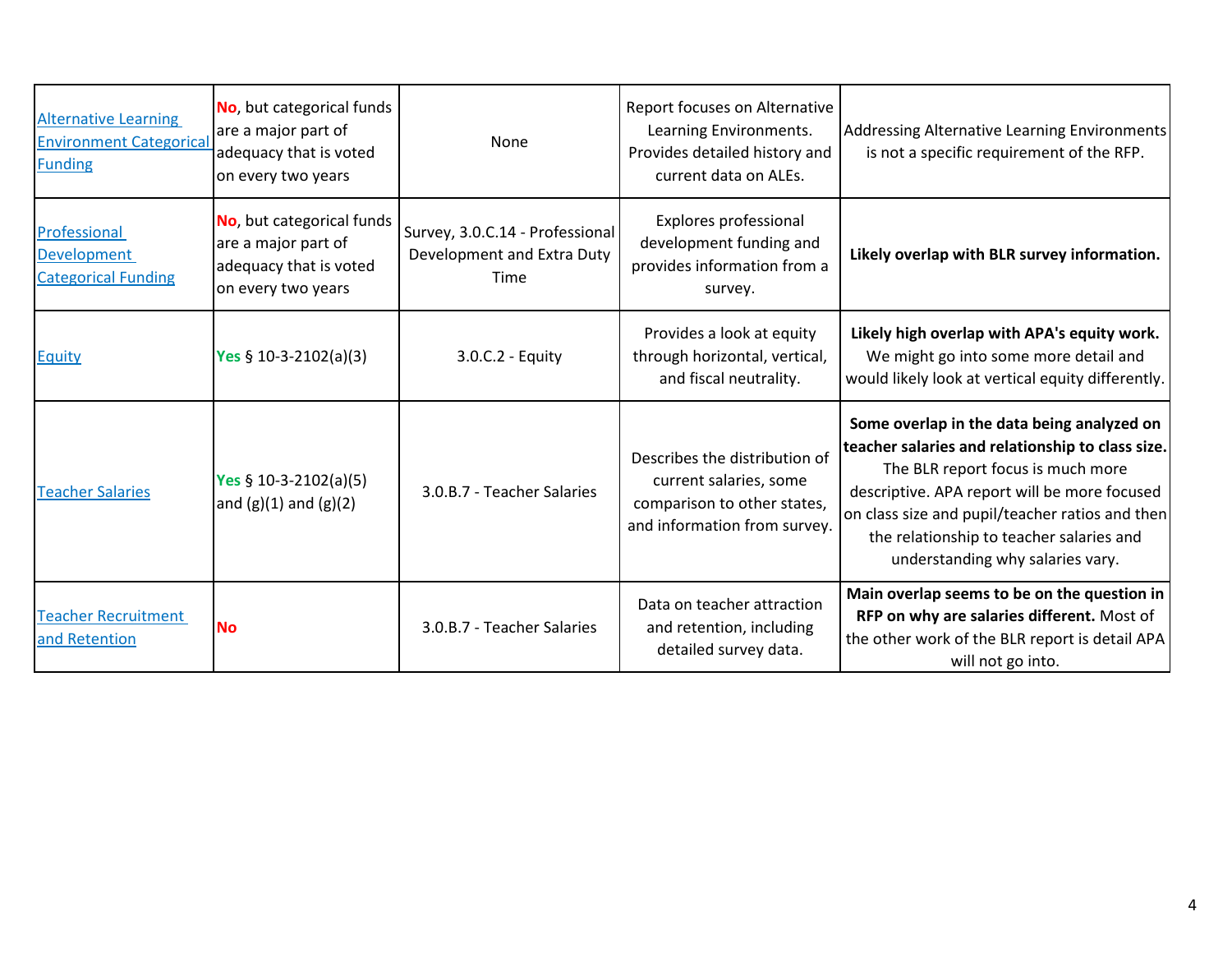| | | | | |
|---|---|---|---|---|
| Alternative Learning Environment Categorical Funding | **No**, but categorical funds are a major part of adequacy that is voted on every two years | None | Report focuses on Alternative Learning Environments. Provides detailed history and current data on ALEs. | Addressing Alternative Learning Environments is not a specific requirement of the RFP. |
| Professional Development Categorical Funding | **No**, but categorical funds are a major part of adequacy that is voted on every two years | Survey, 3.0.C.14 - Professional Development and Extra Duty Time | Explores professional development funding and provides information from a survey. | **Likely overlap with BLR survey information.** |
| Equity | **Yes** § 10-3-2102(a)(3) | 3.0.C.2 - Equity | Provides a look at equity through horizontal, vertical, and fiscal neutrality. | **Likely high overlap with APA's equity work.** We might go into some more detail and would likely look at vertical equity differently. |
| Teacher Salaries | **Yes** § 10-3-2102(a)(5) and (g)(1) and (g)(2) | 3.0.B.7 - Teacher Salaries | Describes the distribution of current salaries, some comparison to other states, and information from survey. | **Some overlap in the data being analyzed on teacher salaries and relationship to class size.** The BLR report focus is much more descriptive. APA report will be more focused on class size and pupil/teacher ratios and then the relationship to teacher salaries and understanding why salaries vary. |
| Teacher Recruitment and Retention | **No** | 3.0.B.7 - Teacher Salaries | Data on teacher attraction and retention, including detailed survey data. | **Main overlap seems to be on the question in RFP on why are salaries different.** Most of the other work of the BLR report is detail APA will not go into. |